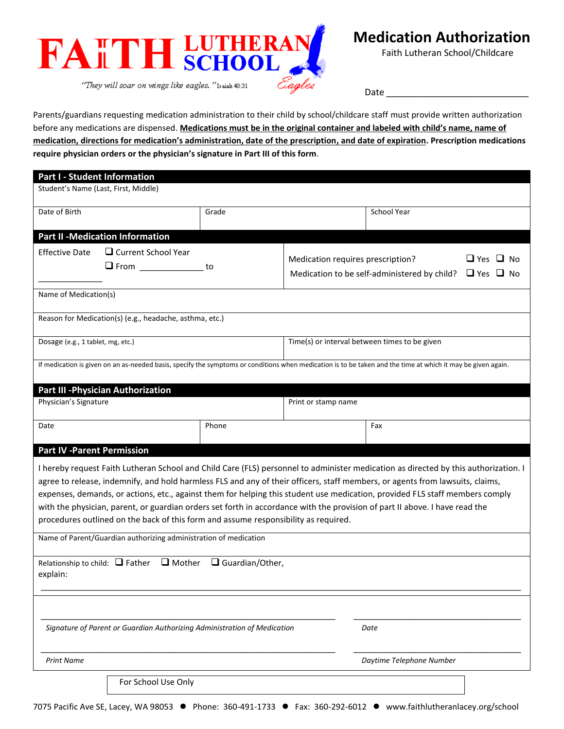FAITH LUTHERAN SCHOOL

"They will soar on wings like eagles." Isaiah 40:31

Eagles

# Medication Authorization

Faith Lutheran School/Childcare

Date ____________________________

Parents/guardians requesting medication administration to their child by school/childcare staff must provide written authorization before any medications are dispensed. **Medications must be in the original container and labeled with child's name, name of medication, directions for medication's administration, date of the prescription, and date of expiration. Prescription medications require physician orders or the physician's signature in Part III of this form**.

## Part I - Student Information

| Student's Name (Last, First, Middle) | | |
|---|---|---|
| Date of Birth | Grade | School Year |

## Part II -Medication Information

| Effective Date ❑ Current School Year ❑ From _____________ to _____________ | Medication requires prescription? ❑ Yes ❑ No<br>Medication to be self-administered by child? ❑ Yes ❑ No |
|---|---|
| Name of Medication(s) | |
| Reason for Medication(s) (e.g., headache, asthma, etc.) | |
| Dosage (e.g., 1 tablet, mg, etc.) | Time(s) or interval between times to be given |
| If medication is given on an as-needed basis, specify the symptoms or conditions when medication is to be taken and the time at which it may be given again. | |

## Part III -Physician Authorization

| Physician's Signature | | Print or stamp name |
|---|---|---|
| Date | Phone | Fax |

## Part IV -Parent Permission

I hereby request Faith Lutheran School and Child Care (FLS) personnel to administer medication as directed by this authorization. I agree to release, indemnify, and hold harmless FLS and any of their officers, staff members, or agents from lawsuits, claims, expenses, demands, or actions, etc., against them for helping this student use medication, provided FLS staff members comply with the physician, parent, or guardian orders set forth in accordance with the provision of part II above. I have read the procedures outlined on the back of this form and assume responsibility as required.

Name of Parent/Guardian authorizing administration of medication

Relationship to child: ❑ Father ❑ Mother ❑ Guardian/Other, explain:

_____________________________________________________________________________

_______________________________________________ ____________________________

*Signature of Parent or Guardian Authorizing Administration of Medication* *Date*

_______________________________________________ ____________________________

*Print Name* *Daytime Telephone Number*

For School Use Only

7075 Pacific Ave SE, Lacey, WA 98053 ● Phone: 360-491-1733 ● Fax: 360-292-6012 ● www.faithlutheranlacey.org/school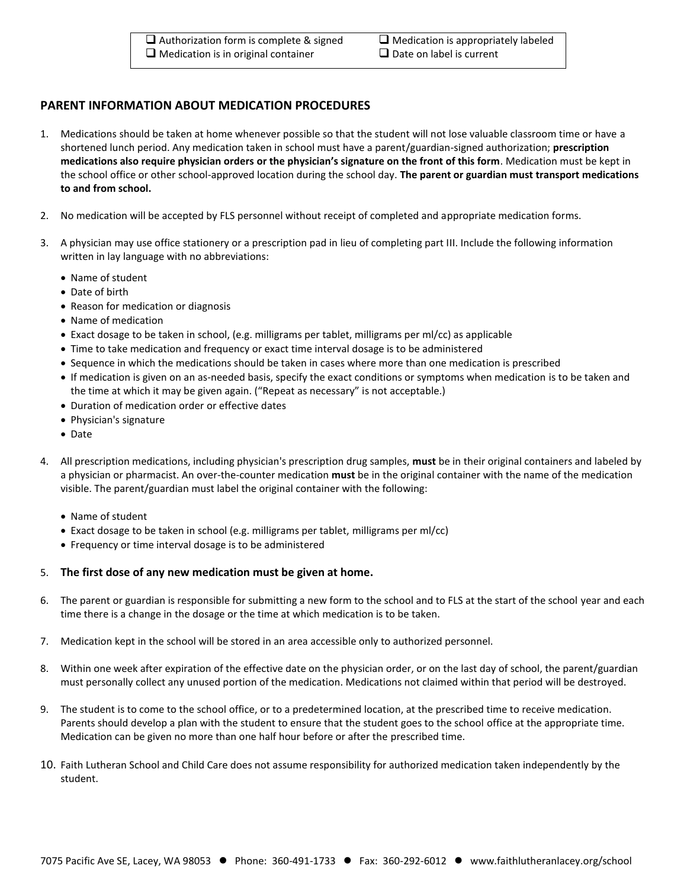| | |
|---|---|
| ❑ Authorization form is complete & signed | ❑ Medication is appropriately labeled |
| ❑ Medication is in original container | ❑ Date on label is current |

## PARENT INFORMATION ABOUT MEDICATION PROCEDURES

1. Medications should be taken at home whenever possible so that the student will not lose valuable classroom time or have a shortened lunch period. Any medication taken in school must have a parent/guardian-signed authorization; **prescription medications also require physician orders or the physician's signature on the front of this form**. Medication must be kept in the school office or other school-approved location during the school day. **The parent or guardian must transport medications to and from school.**

2. No medication will be accepted by FLS personnel without receipt of completed and appropriate medication forms.

3. A physician may use office stationery or a prescription pad in lieu of completing part III. Include the following information written in lay language with no abbreviations:
   - Name of student
   - Date of birth
   - Reason for medication or diagnosis
   - Name of medication
   - Exact dosage to be taken in school, (e.g. milligrams per tablet, milligrams per ml/cc) as applicable
   - Time to take medication and frequency or exact time interval dosage is to be administered
   - Sequence in which the medications should be taken in cases where more than one medication is prescribed
   - If medication is given on an as-needed basis, specify the exact conditions or symptoms when medication is to be taken and the time at which it may be given again. ("Repeat as necessary" is not acceptable.)
   - Duration of medication order or effective dates
   - Physician's signature
   - Date

4. All prescription medications, including physician's prescription drug samples, **must** be in their original containers and labeled by a physician or pharmacist. An over-the-counter medication **must** be in the original container with the name of the medication visible. The parent/guardian must label the original container with the following:
   - Name of student
   - Exact dosage to be taken in school (e.g. milligrams per tablet, milligrams per ml/cc)
   - Frequency or time interval dosage is to be administered

5. **The first dose of any new medication must be given at home.**

6. The parent or guardian is responsible for submitting a new form to the school and to FLS at the start of the school year and each time there is a change in the dosage or the time at which medication is to be taken.

7. Medication kept in the school will be stored in an area accessible only to authorized personnel.

8. Within one week after expiration of the effective date on the physician order, or on the last day of school, the parent/guardian must personally collect any unused portion of the medication. Medications not claimed within that period will be destroyed.

9. The student is to come to the school office, or to a predetermined location, at the prescribed time to receive medication. Parents should develop a plan with the student to ensure that the student goes to the school office at the appropriate time. Medication can be given no more than one half hour before or after the prescribed time.

10. Faith Lutheran School and Child Care does not assume responsibility for authorized medication taken independently by the student.

7075 Pacific Ave SE, Lacey, WA 98053 ● Phone: 360-491-1733 ● Fax: 360-292-6012 ● www.faithlutheranlacey.org/school